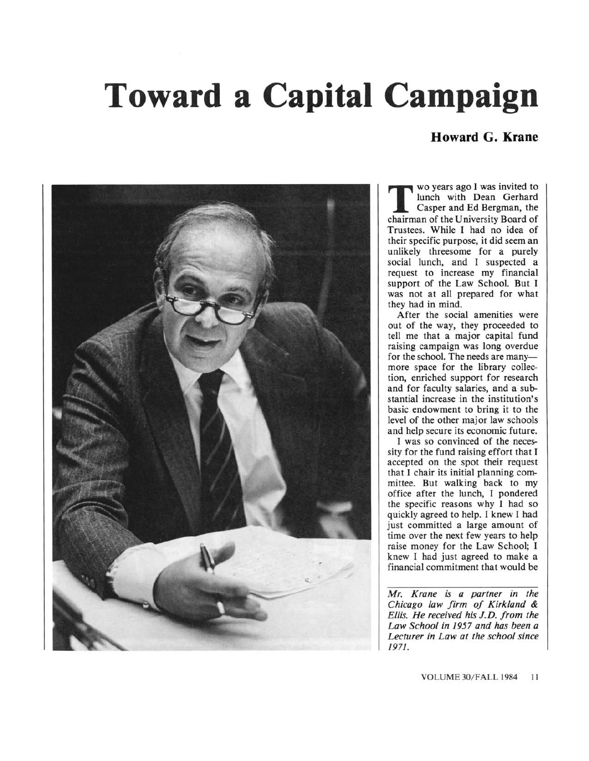# Toward a Capital Campaign

**Howard G. Krane**

Two years ago I was invited to lunch with Dean Gerhard Casper and Ed Bergman, the chairman of the University Board of Trustees. While I had no idea of their specific purpose, it did seem an unlikely threesome for a purely social lunch, and I suspected a request to increase my financial support of the Law School. But I was not at all prepared for what they had in mind.

After the social amenities were out of the way, they proceeded to tell me that a major capital fund raising campaign was long overdue for the school. The needs are many—more space for the library collection, enriched support for research and for faculty salaries, and a substantial increase in the institution's basic endowment to bring it to the level of the other major law schools and help secure its economic future.

I was so convinced of the necessity for the fund raising effort that I accepted on the spot their request that I chair its initial planning committee. But walking back to my office after the lunch, I pondered the specific reasons why I had so quickly agreed to help. I knew I had just committed a large amount of time over the next few years to help raise money for the Law School; I knew I had just agreed to make a financial commitment that would be

*Mr. Krane is a partner in the Chicago law firm of Kirkland & Ellis. He received his J.D. from the Law School in 1957 and has been a Lecturer in Law at the school since 1971.*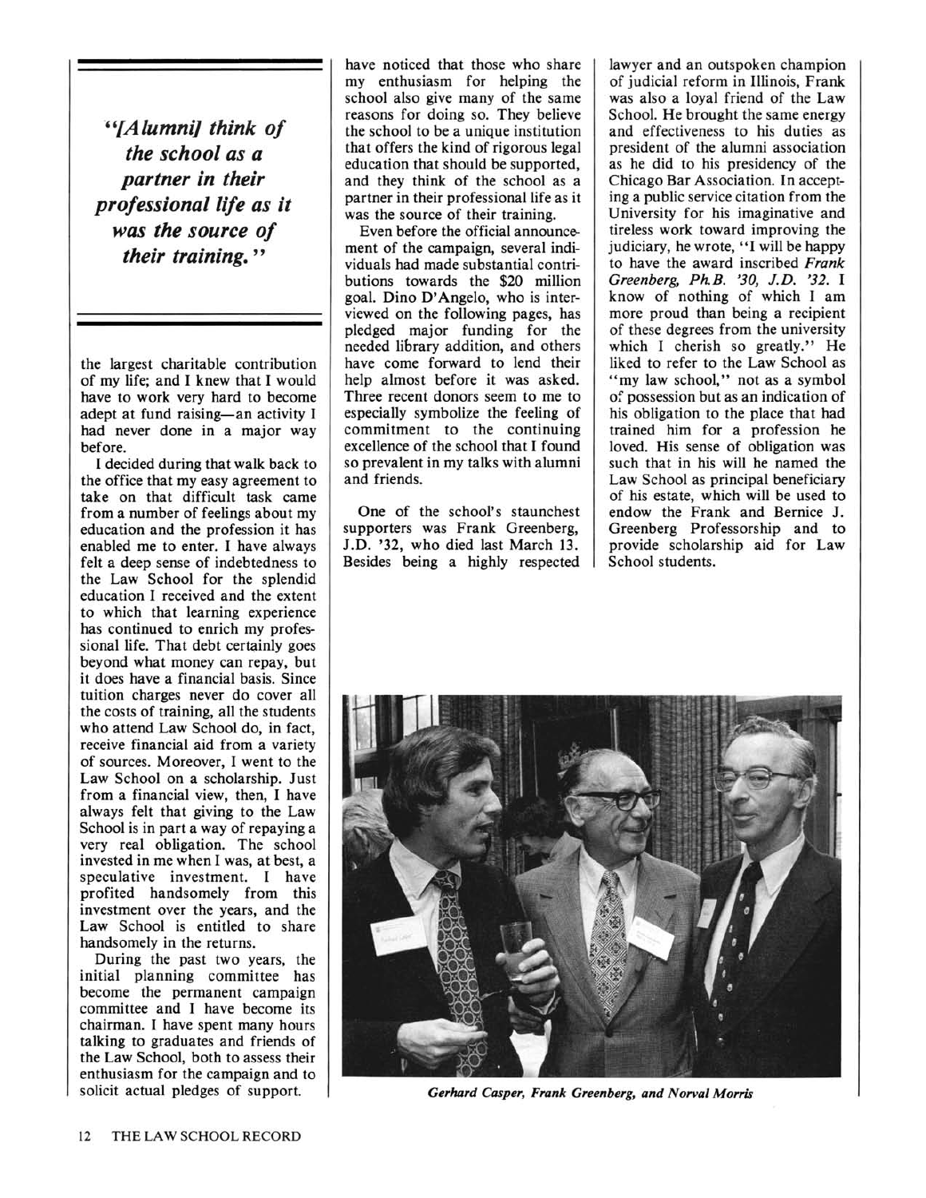*"[Alumni] think of the school as a partner in their professional life as it was the source of their training."*

the largest charitable contribution of my life; and I knew that I would have to work very hard to become adept at fund raising—an activity I had never done in a major way before.

I decided during that walk back to the office that my easy agreement to take on that difficult task came from a number of feelings about my education and the profession it has enabled me to enter. I have always felt a deep sense of indebtedness to the Law School for the splendid education I received and the extent to which that learning experience has continued to enrich my professional life. That debt certainly goes beyond what money can repay, but it does have a financial basis. Since tuition charges never do cover all the costs of training, all the students who attend Law School do, in fact, receive financial aid from a variety of sources. Moreover, I went to the Law School on a scholarship. Just from a financial view, then, I have always felt that giving to the Law School is in part a way of repaying a very real obligation. The school invested in me when I was, at best, a speculative investment. I have profited handsomely from this investment over the years, and the Law School is entitled to share handsomely in the returns.

During the past two years, the initial planning committee has become the permanent campaign committee and I have become its chairman. I have spent many hours talking to graduates and friends of the Law School, both to assess their enthusiasm for the campaign and to solicit actual pledges of support. I have noticed that those who share my enthusiasm for helping the school also give many of the same reasons for doing so. They believe the school to be a unique institution that offers the kind of rigorous legal education that should be supported, and they think of the school as a partner in their professional life as it was the source of their training.

Even before the official announcement of the campaign, several individuals had made substantial contributions towards the $20 million goal. Dino D'Angelo, who is interviewed on the following pages, has pledged major funding for the needed library addition, and others have come forward to lend their help almost before it was asked. Three recent donors seem to me to especially symbolize the feeling of commitment to the continuing excellence of the school that I found so prevalent in my talks with alumni and friends.

One of the school's staunchest supporters was Frank Greenberg, J.D. '32, who died last March 13. Besides being a highly respected lawyer and an outspoken champion of judicial reform in Illinois, Frank was also a loyal friend of the Law School. He brought the same energy and effectiveness to his duties as president of the alumni association as he did to his presidency of the Chicago Bar Association. In accepting a public service citation from the University for his imaginative and tireless work toward improving the judiciary, he wrote, "I will be happy to have the award inscribed *Frank Greenberg, Ph.B. '30, J.D. '32*. I know of nothing of which I am more proud than being a recipient of these degrees from the university which I cherish so greatly." He liked to refer to the Law School as "my law school," not as a symbol of possession but as an indication of his obligation to the place that had trained him for a profession he loved. His sense of obligation was such that in his will he named the Law School as principal beneficiary of his estate, which will be used to endow the Frank and Bernice J. Greenberg Professorship and to provide scholarship aid for Law School students.

*Gerhard Casper, Frank Greenberg, and Norval Morris*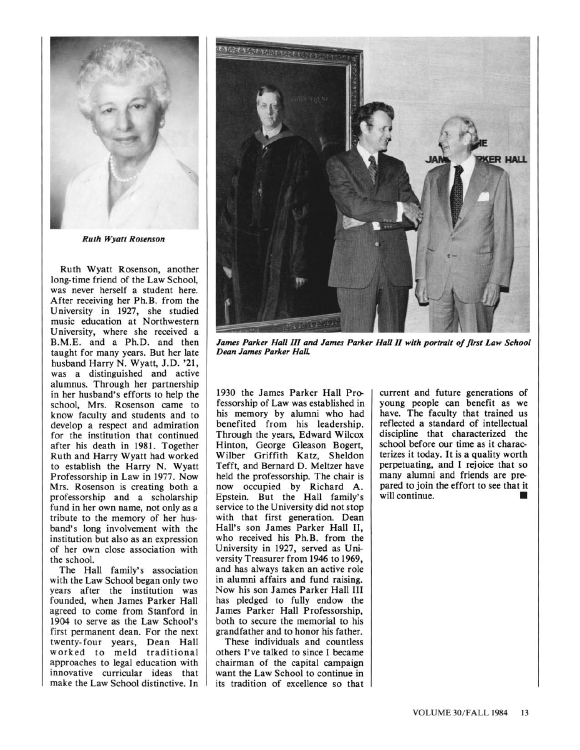*Ruth Wyatt Rosenson*

Ruth Wyatt Rosenson, another long-time friend of the Law School, was never herself a student here. After receiving her Ph.B. from the University in 1927, she studied music education at Northwestern University, where she received a B.M.E. and a Ph.D. and then taught for many years. But her late husband Harry N. Wyatt, J.D. '21, was a distinguished and active alumnus. Through her partnership in her husband's efforts to help the school, Mrs. Rosenson came to know faculty and students and to develop a respect and admiration for the institution that continued after his death in 1981. Together Ruth and Harry Wyatt had worked to establish the Harry N. Wyatt Professorship in Law in 1977. Now Mrs. Rosenson is creating both a professorship and a scholarship fund in her own name, not only as a tribute to the memory of her husband's long involvement with the institution but also as an expression of her own close association with the school.

The Hall family's association with the Law School began only two years after the institution was founded, when James Parker Hall agreed to come from Stanford in 1904 to serve as the Law School's first permanent dean. For the next twenty-four years, Dean Hall worked to meld traditional approaches to legal education with innovative curricular ideas that make the Law School distinctive. In 1930 the James Parker Hall Professorship of Law was established in his memory by alumni who had benefited from his leadership. Through the years, Edward Wilcox Hinton, George Gleason Bogert, Wilber Griffith Katz, Sheldon Tefft, and Bernard D. Meltzer have held the professorship. The chair is now occupied by Richard A. Epstein. But the Hall family's service to the University did not stop with that first generation. Dean Hall's son James Parker Hall II, who received his Ph.B. from the University in 1927, served as University Treasurer from 1946 to 1969, and has always taken an active role in alumni affairs and fund raising. Now his son James Parker Hall III has pledged to fully endow the James Parker Hall Professorship, both to secure the memorial to his grandfather and to honor his father.

*James Parker Hall III and James Parker Hall II with portrait of first Law School Dean James Parker Hall.*

These individuals and countless others I've talked to since I became chairman of the capital campaign want the Law School to continue in its tradition of excellence so that current and future generations of young people can benefit as we have. The faculty that trained us reflected a standard of intellectual discipline that characterized the school before our time as it characterizes it today. It is a quality worth perpetuating, and I rejoice that so many alumni and friends are prepared to join the effort to see that it will continue. ■